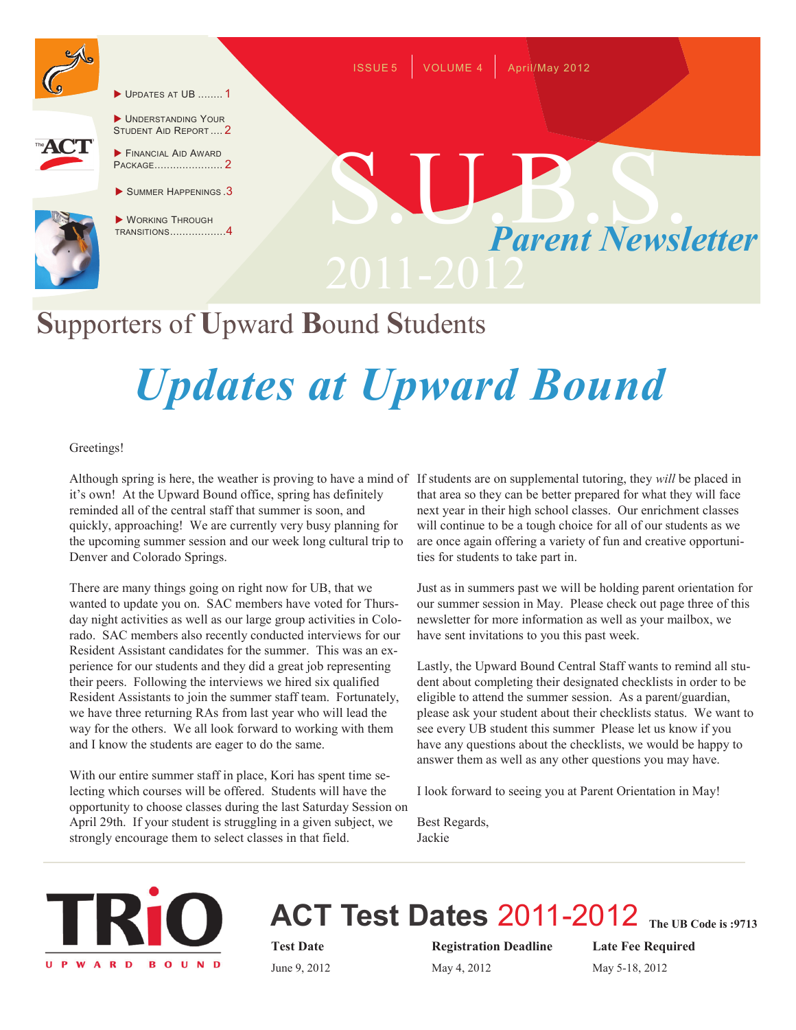- Updates at UB ........ 1
- Understanding Your Student Aid Report .... 2
- Financial Aid Award Package...................... 2
- Summer Happenings . 3
- Working Through Transitions.................. 4

ISSUE 5 | VOLUME 4 | April/May 2012

# S.U.B.S. *Parent Newsletter* 2011-2012

## **S**upporters of **U**pward **B**ound **S**tudents

# *Updates at Upward Bound*

Greetings!

Although spring is here, the weather is proving to have a mind of it's own! At the Upward Bound office, spring has definitely reminded all of the central staff that summer is soon, and quickly, approaching! We are currently very busy planning for the upcoming summer session and our week long cultural trip to Denver and Colorado Springs.

There are many things going on right now for UB, that we wanted to update you on. SAC members have voted for Thursday night activities as well as our large group activities in Colorado. SAC members also recently conducted interviews for our Resident Assistant candidates for the summer. This was an experience for our students and they did a great job representing their peers. Following the interviews we hired six qualified Resident Assistants to join the summer staff team. Fortunately, we have three returning RAs from last year who will lead the way for the others. We all look forward to working with them and I know the students are eager to do the same.

With our entire summer staff in place, Kori has spent time selecting which courses will be offered. Students will have the opportunity to choose classes during the last Saturday Session on April 29th. If your student is struggling in a given subject, we strongly encourage them to select classes in that field. If students are on supplemental tutoring, they *will* be placed in that area so they can be better prepared for what they will face next year in their high school classes. Our enrichment classes will continue to be a tough choice for all of our students as we are once again offering a variety of fun and creative opportunities for students to take part in.

Just as in summers past we will be holding parent orientation for our summer session in May. Please check out page three of this newsletter for more information as well as your mailbox, we have sent invitations to you this past week.

Lastly, the Upward Bound Central Staff wants to remind all student about completing their designated checklists in order to be eligible to attend the summer session. As a parent/guardian, please ask your student about their checklists status. We want to see every UB student this summer Please let us know if you have any questions about the checklists, we would be happy to answer them as well as any other questions you may have.

I look forward to seeing you at Parent Orientation in May!

Best Regards,
Jackie

TRiO UPWARD BOUND

## ACT Test Dates 2011-2012

**The UB Code is :9713**

| Test Date | Registration Deadline | Late Fee Required |
|---|---|---|
| June 9, 2012 | May 4, 2012 | May 5-18, 2012 |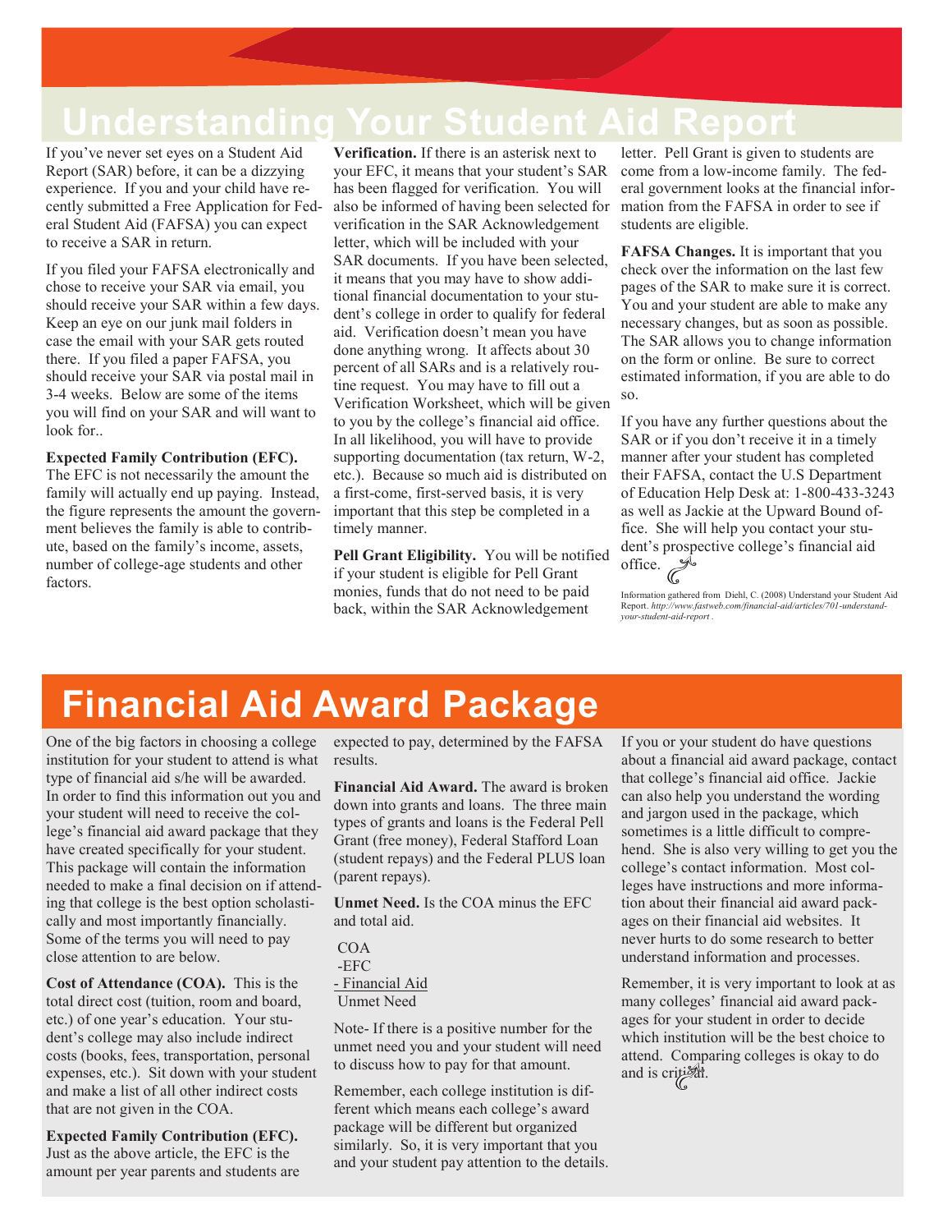# Understanding Your Student Aid Report

If you've never set eyes on a Student Aid Report (SAR) before, it can be a dizzying experience. If you and your child have recently submitted a Free Application for Federal Student Aid (FAFSA) you can expect to receive a SAR in return.

If you filed your FAFSA electronically and chose to receive your SAR via email, you should receive your SAR within a few days. Keep an eye on our junk mail folders in case the email with your SAR gets routed there. If you filed a paper FAFSA, you should receive your SAR via postal mail in 3-4 weeks. Below are some of the items you will find on your SAR and will want to look for..

**Expected Family Contribution (EFC).** The EFC is not necessarily the amount the family will actually end up paying. Instead, the figure represents the amount the government believes the family is able to contribute, based on the family's income, assets, number of college-age students and other factors.

**Verification.** If there is an asterisk next to your EFC, it means that your student's SAR has been flagged for verification. You will also be informed of having been selected for verification in the SAR Acknowledgement letter, which will be included with your SAR documents. If you have been selected, it means that you may have to show additional financial documentation to your student's college in order to qualify for federal aid. Verification doesn't mean you have done anything wrong. It affects about 30 percent of all SARs and is a relatively routine request. You may have to fill out a Verification Worksheet, which will be given to you by the college's financial aid office. In all likelihood, you will have to provide supporting documentation (tax return, W-2, etc.). Because so much aid is distributed on a first-come, first-served basis, it is very important that this step be completed in a timely manner.

**Pell Grant Eligibility.** You will be notified if your student is eligible for Pell Grant monies, funds that do not need to be paid back, within the SAR Acknowledgement letter. Pell Grant is given to students are come from a low-income family. The federal government looks at the financial information from the FAFSA in order to see if students are eligible.

**FAFSA Changes.** It is important that you check over the information on the last few pages of the SAR to make sure it is correct. You and your student are able to make any necessary changes, but as soon as possible. The SAR allows you to change information on the form or online. Be sure to correct estimated information, if you are able to do so.

If you have any further questions about the SAR or if you don't receive it in a timely manner after your student has completed their FAFSA, contact the U.S Department of Education Help Desk at: 1-800-433-3243 as well as Jackie at the Upward Bound office. She will help you contact your student's prospective college's financial aid office.

Information gathered from Diehl, C. (2008) Understand your Student Aid Report. *http://www.fastweb.com/financial-aid/articles/701-understand-your-student-aid-report* .

# Financial Aid Award Package

One of the big factors in choosing a college institution for your student to attend is what type of financial aid s/he will be awarded. In order to find this information out you and your student will need to receive the college's financial aid award package that they have created specifically for your student. This package will contain the information needed to make a final decision on if attending that college is the best option scholastically and most importantly financially. Some of the terms you will need to pay close attention to are below.

**Cost of Attendance (COA).** This is the total direct cost (tuition, room and board, etc.) of one year's education. Your student's college may also include indirect costs (books, fees, transportation, personal expenses, etc.). Sit down with your student and make a list of all other indirect costs that are not given in the COA.

**Expected Family Contribution (EFC).** Just as the above article, the EFC is the amount per year parents and students are expected to pay, determined by the FAFSA results.

**Financial Aid Award.** The award is broken down into grants and loans. The three main types of grants and loans is the Federal Pell Grant (free money), Federal Stafford Loan (student repays) and the Federal PLUS loan (parent repays).

**Unmet Need.** Is the COA minus the EFC and total aid.

COA
-EFC
- Financial Aid
Unmet Need

Note- If there is a positive number for the unmet need you and your student will need to discuss how to pay for that amount.

Remember, each college institution is different which means each college's award package will be different but organized similarly. So, it is very important that you and your student pay attention to the details.

If you or your student do have questions about a financial aid award package, contact that college's financial aid office. Jackie can also help you understand the wording and jargon used in the package, which sometimes is a little difficult to comprehend. She is also very willing to get you the college's contact information. Most colleges have instructions and more information about their financial aid award packages on their financial aid websites. It never hurts to do some research to better understand information and processes.

Remember, it is very important to look at as many colleges' financial aid award packages for your student in order to decide which institution will be the best choice to attend. Comparing colleges is okay to do and is critical.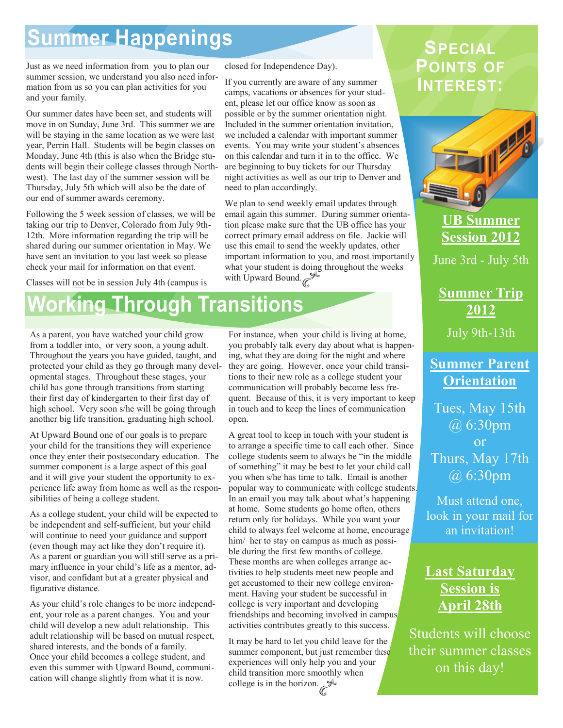# Summer Happenings

Just as we need information from you to plan our summer session, we understand you also need information from us so you can plan activities for you and your family.

Our summer dates have been set, and students will move in on Sunday, June 3rd. This summer we are will be staying in the same location as we were last year, Perrin Hall. Students will be begin classes on Monday, June 4th (this is also when the Bridge students will begin their college classes through Northwest). The last day of the summer session will be Thursday, July 5th which will also be the date of our end of summer awards ceremony.

Following the 5 week session of classes, we will be taking our trip to Denver, Colorado from July 9th-12th. More information regarding the trip will be shared during our summer orientation in May. We have sent an invitation to you last week so please check your mail for information on that event.

Classes will not be in session July 4th (campus is closed for Independence Day).

If you currently are aware of any summer camps, vacations or absences for your student, please let our office know as soon as possible or by the summer orientation night. Included in the summer orientation invitation, we included a calendar with important summer events. You may write your student's absences on this calendar and turn it in to the office. We are beginning to buy tickets for our Thursday night activities as well as our trip to Denver and need to plan accordingly.

We plan to send weekly email updates through email again this summer. During summer orientation please make sure that the UB office has your correct primary email address on file. Jackie will use this email to send the weekly updates, other important information to you, and most importantly what your student is doing throughout the weeks with Upward Bound.

# Working Through Transitions

As a parent, you have watched your child grow from a toddler into, or very soon, a young adult. Throughout the years you have guided, taught, and protected your child as they go through many developmental stages. Throughout these stages, your child has gone through transitions from starting their first day of kindergarten to their first day of high school. Very soon s/he will be going through another big life transition, graduating high school.

At Upward Bound one of our goals is to prepare your child for the transitions they will experience once they enter their postsecondary education. The summer component is a large aspect of this goal and it will give your student the opportunity to experience life away from home as well as the responsibilities of being a college student.

As a college student, your child will be expected to be independent and self-sufficient, but your child will continue to need your guidance and support (even though may act like they don't require it). As a parent or guardian you will still serve as a primary influence in your child's life as a mentor, advisor, and confidant but at a greater physical and figurative distance.

As your child's role changes to be more independent, your role as a parent changes. You and your child will develop a new adult relationship. This adult relationship will be based on mutual respect, shared interests, and the bonds of a family. Once your child becomes a college student, and even this summer with Upward Bound, communication will change slightly from what it is now.

For instance, when your child is living at home, you probably talk every day about what is happening, what they are doing for the night and where they are going. However, once your child transitions to their new role as a college student your communication will probably become less frequent. Because of this, it is very important to keep in touch and to keep the lines of communication open.

A great tool to keep in touch with your student is to arrange a specific time to call each other. Since college students seem to always be "in the middle of something" it may be best to let your child call you when s/he has time to talk. Email is another popular way to communicate with college students. In an email you may talk about what's happening at home. Some students go home often, others return only for holidays. While you want your child to always feel welcome at home, encourage him/ her to stay on campus as much as possible during the first few months of college. These months are when colleges arrange activities to help students meet new people and get accustomed to their new college environment. Having your student be successful in college is very important and developing friendships and becoming involved in campus activities contributes greatly to this success.

It may be hard to let you child leave for the summer component, but just remember these experiences will only help you and your child transition more smoothly when college is in the horizon.

## Special Points of Interest:

**UB Summer Session 2012**

June 3rd - July 5th

**Summer Trip 2012**

July 9th-13th

**Summer Parent Orientation**

Tues, May 15th @ 6:30pm
or
Thurs, May 17th @ 6:30pm

Must attend one, look in your mail for an invitation!

**Last Saturday Session is April 28th**

Students will choose their summer classes on this day!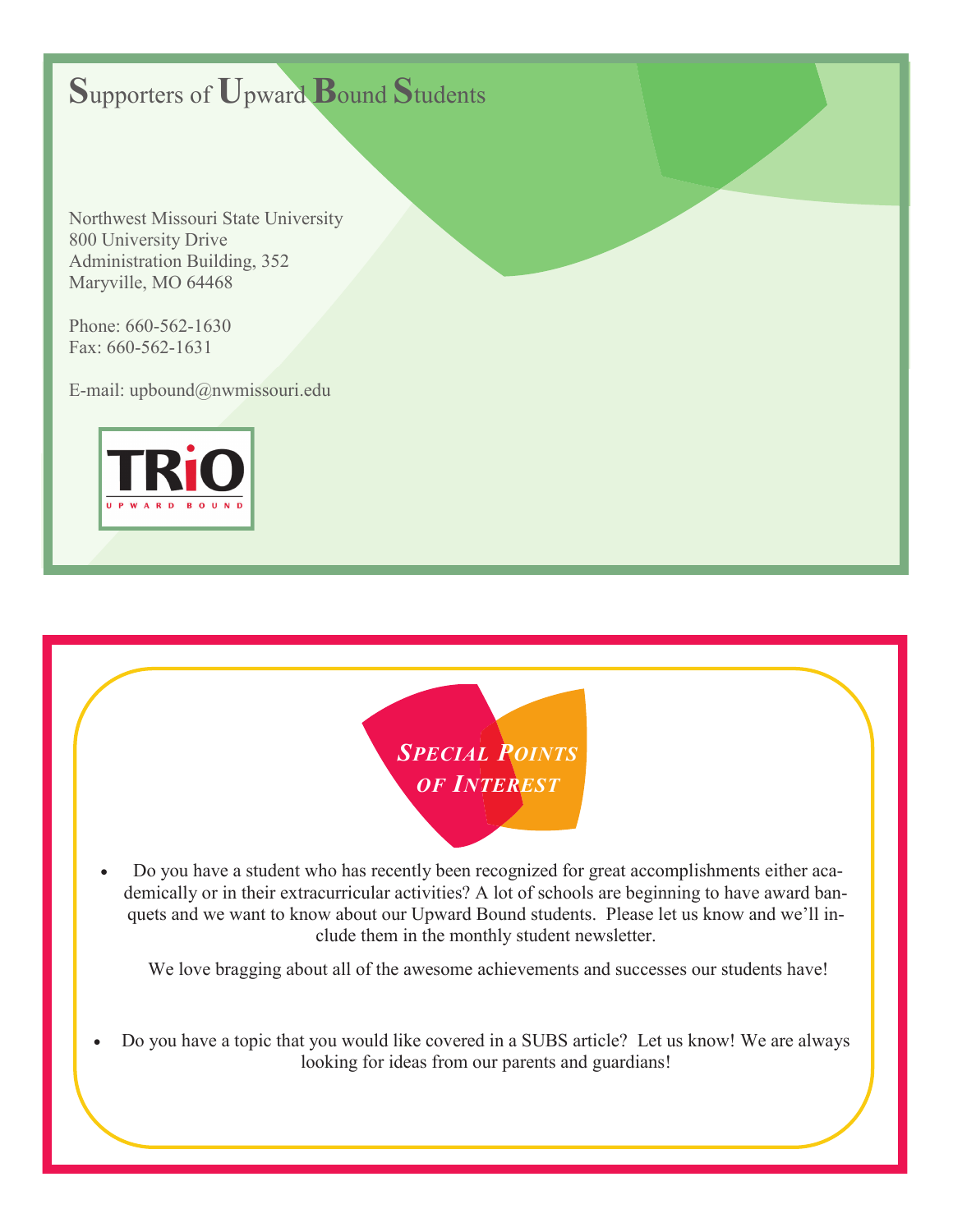# Supporters of Upward Bound Students

Northwest Missouri State University
800 University Drive
Administration Building, 352
Maryville, MO 64468

Phone: 660-562-1630
Fax: 660-562-1631

E-mail: upbound@nwmissouri.edu

TRiO
UPWARD BOUND

## *Special Points of Interest*

- Do you have a student who has recently been recognized for great accomplishments either academically or in their extracurricular activities? A lot of schools are beginning to have award banquets and we want to know about our Upward Bound students. Please let us know and we'll include them in the monthly student newsletter.

  We love bragging about all of the awesome achievements and successes our students have!

- Do you have a topic that you would like covered in a SUBS article? Let us know! We are always looking for ideas from our parents and guardians!